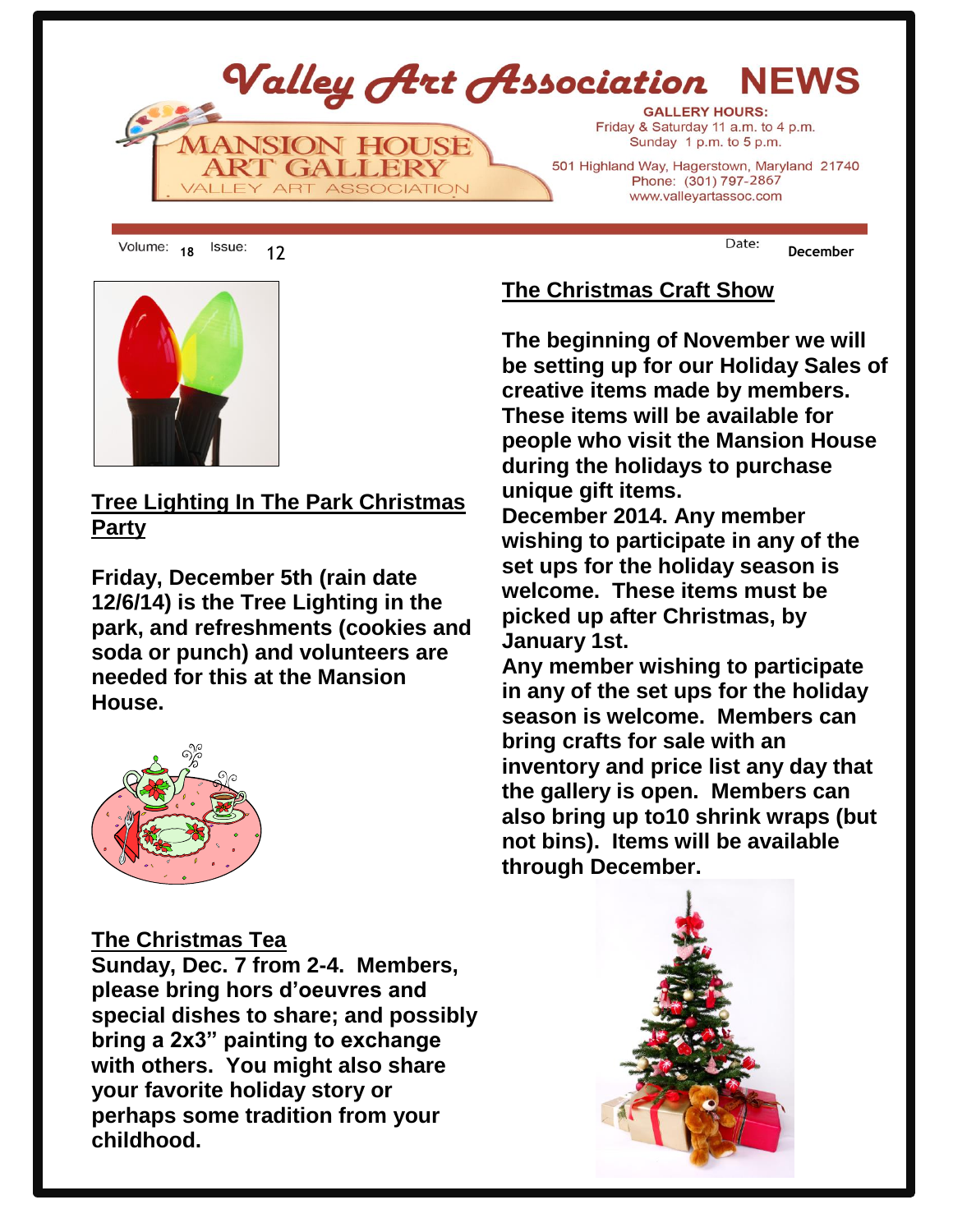# Valley Art Association NEWS

MANSION HOUSE ART GALLERY
VALLEY ART ASSOCIATION

**GALLERY HOURS:**
Friday & Saturday 11 a.m. to 4 p.m.
Sunday 1 p.m. to 5 p.m.

501 Highland Way, Hagerstown, Maryland 21740
Phone: (301) 797-2867
www.valleyartassoc.com

Volume: 18 Issue: 12 Date: December

## Tree Lighting In The Park Christmas Party

**Friday, December 5th (rain date 12/6/14) is the Tree Lighting in the park, and refreshments (cookies and soda or punch) and volunteers are needed for this at the Mansion House.**

## The Christmas Tea

**Sunday, Dec. 7 from 2-4. Members, please bring hors d'oeuvres and special dishes to share; and possibly bring a 2x3" painting to exchange with others. You might also share your favorite holiday story or perhaps some tradition from your childhood.**

## The Christmas Craft Show

**The beginning of November we will be setting up for our Holiday Sales of creative items made by members. These items will be available for people who visit the Mansion House during the holidays to purchase unique gift items.**
**December 2014. Any member wishing to participate in any of the set ups for the holiday season is welcome. These items must be picked up after Christmas, by January 1st.**
**Any member wishing to participate in any of the set ups for the holiday season is welcome. Members can bring crafts for sale with an inventory and price list any day that the gallery is open. Members can also bring up to10 shrink wraps (but not bins). Items will be available through December.**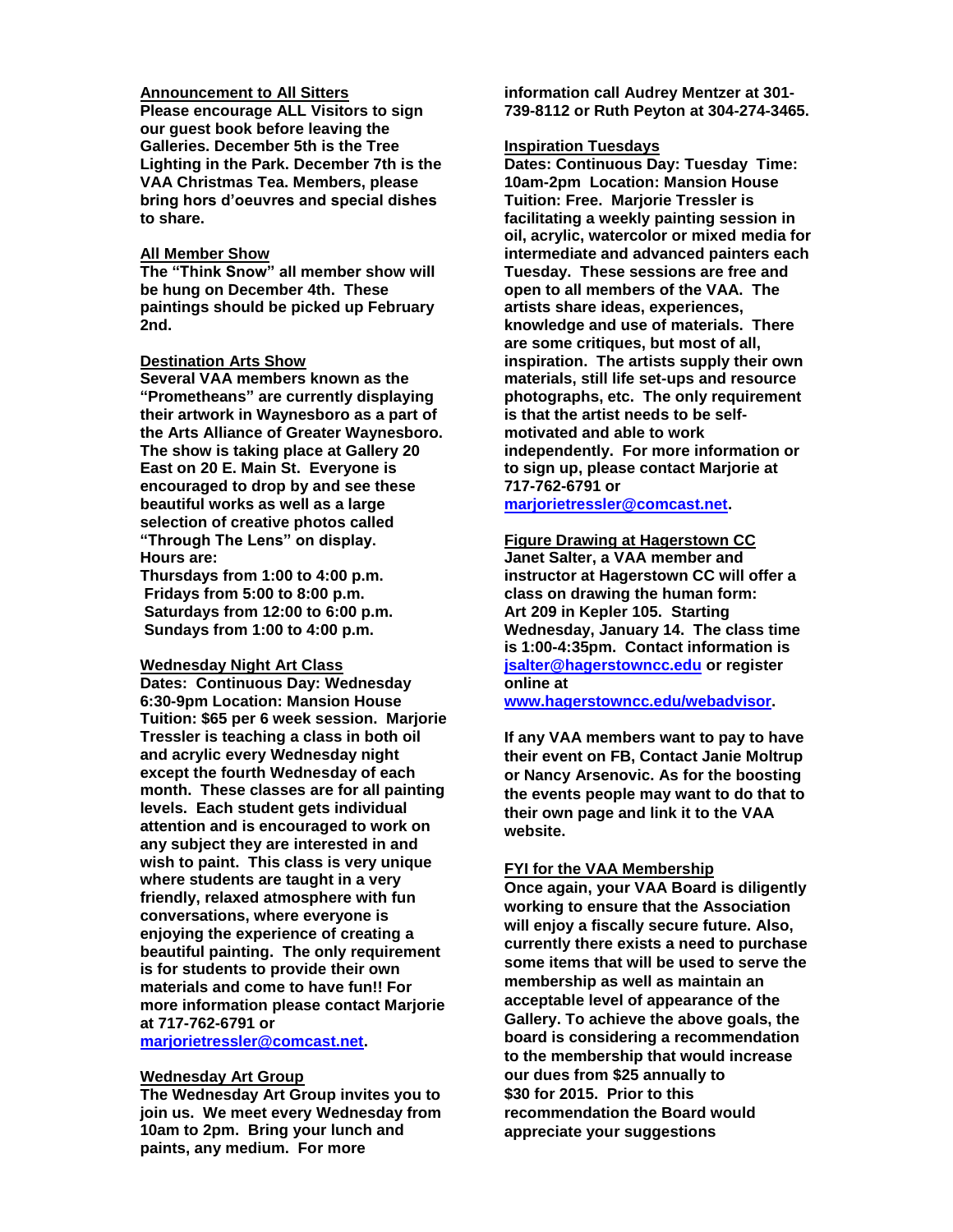**Announcement to All Sitters**

**Please encourage ALL Visitors to sign our guest book before leaving the Galleries. December 5th is the Tree Lighting in the Park. December 7th is the VAA Christmas Tea. Members, please bring hors d'oeuvres and special dishes to share.**

**All Member Show**

**The "Think Snow" all member show will be hung on December 4th. These paintings should be picked up February 2nd.**

**Destination Arts Show**

**Several VAA members known as the "Prometheans" are currently displaying their artwork in Waynesboro as a part of the Arts Alliance of Greater Waynesboro. The show is taking place at Gallery 20 East on 20 E. Main St. Everyone is encouraged to drop by and see these beautiful works as well as a large selection of creative photos called "Through The Lens" on display. Hours are:**

**Thursdays from 1:00 to 4:00 p.m.**
**Fridays from 5:00 to 8:00 p.m.**
**Saturdays from 12:00 to 6:00 p.m.**
**Sundays from 1:00 to 4:00 p.m.**

**Wednesday Night Art Class**

**Dates: Continuous Day: Wednesday 6:30-9pm Location: Mansion House Tuition: $65 per 6 week session. Marjorie Tressler is teaching a class in both oil and acrylic every Wednesday night except the fourth Wednesday of each month. These classes are for all painting levels. Each student gets individual attention and is encouraged to work on any subject they are interested in and wish to paint. This class is very unique where students are taught in a very friendly, relaxed atmosphere with fun conversations, where everyone is enjoying the experience of creating a beautiful painting. The only requirement is for students to provide their own materials and come to have fun!! For more information please contact Marjorie at 717-762-6791 or marjorietressler@comcast.net.**

**Wednesday Art Group**

**The Wednesday Art Group invites you to join us. We meet every Wednesday from 10am to 2pm. Bring your lunch and paints, any medium. For more information call Audrey Mentzer at 301-739-8112 or Ruth Peyton at 304-274-3465.**

**Inspiration Tuesdays**

**Dates: Continuous Day: Tuesday Time: 10am-2pm Location: Mansion House Tuition: Free. Marjorie Tressler is facilitating a weekly painting session in oil, acrylic, watercolor or mixed media for intermediate and advanced painters each Tuesday. These sessions are free and open to all members of the VAA. The artists share ideas, experiences, knowledge and use of materials. There are some critiques, but most of all, inspiration. The artists supply their own materials, still life set-ups and resource photographs, etc. The only requirement is that the artist needs to be self-motivated and able to work independently. For more information or to sign up, please contact Marjorie at 717-762-6791 or marjorietressler@comcast.net.**

**Figure Drawing at Hagerstown CC**

**Janet Salter, a VAA member and instructor at Hagerstown CC will offer a class on drawing the human form: Art 209 in Kepler 105. Starting Wednesday, January 14. The class time is 1:00-4:35pm. Contact information is jsalter@hagerstowncc.edu or register online at www.hagerstowncc.edu/webadvisor.**

**If any VAA members want to pay to have their event on FB, Contact Janie Moltrup or Nancy Arsenovic. As for the boosting the events people may want to do that to their own page and link it to the VAA website.**

**FYI for the VAA Membership**

**Once again, your VAA Board is diligently working to ensure that the Association will enjoy a fiscally secure future. Also, currently there exists a need to purchase some items that will be used to serve the membership as well as maintain an acceptable level of appearance of the Gallery. To achieve the above goals, the board is considering a recommendation to the membership that would increase our dues from $25 annually to $30 for 2015. Prior to this recommendation the Board would appreciate your suggestions**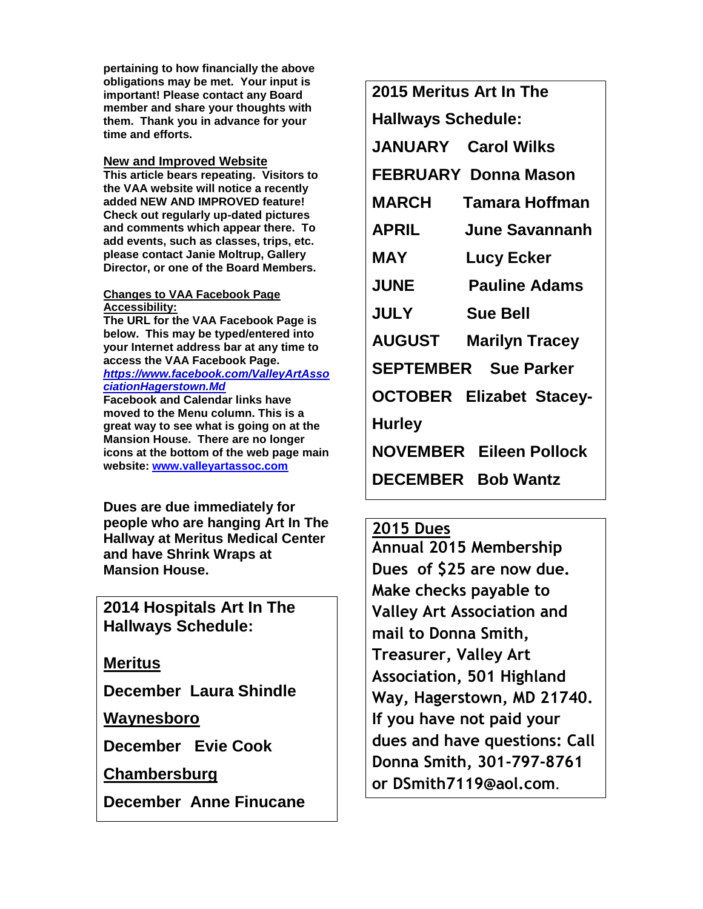**pertaining to how financially the above obligations may be met. Your input is important! Please contact any Board member and share your thoughts with them. Thank you in advance for your time and efforts.**

**New and Improved Website**

**This article bears repeating. Visitors to the VAA website will notice a recently added NEW AND IMPROVED feature! Check out regularly up-dated pictures and comments which appear there. To add events, such as classes, trips, etc. please contact Janie Moltrup, Gallery Director, or one of the Board Members.**

**Changes to VAA Facebook Page Accessibility:**

**The URL for the VAA Facebook Page is below. This may be typed/entered into your Internet address bar at any time to access the VAA Facebook Page.**
***https://www.facebook.com/ValleyArtAssociationHagerstown.Md***
**Facebook and Calendar links have moved to the Menu column. This is a great way to see what is going on at the Mansion House. There are no longer icons at the bottom of the web page main website: www.valleyartassoc.com**

**Dues are due immediately for people who are hanging Art In The Hallway at Meritus Medical Center and have Shrink Wraps at Mansion House.**

**2014 Hospitals Art In The Hallways Schedule:**

**Meritus**

**December Laura Shindle**

**Waynesboro**

**December Evie Cook**

**Chambersburg**

**December Anne Finucane**

**2015 Meritus Art In The Hallways Schedule:**

| Month | Artist |
|---|---|
| **JANUARY** | **Carol Wilks** |
| **FEBRUARY** | **Donna Mason** |
| **MARCH** | **Tamara Hoffman** |
| **APRIL** | **June Savannanh** |
| **MAY** | **Lucy Ecker** |
| **JUNE** | **Pauline Adams** |
| **JULY** | **Sue Bell** |
| **AUGUST** | **Marilyn Tracey** |
| **SEPTEMBER** | **Sue Parker** |
| **OCTOBER** | **Elizabet Stacey-Hurley** |
| **NOVEMBER** | **Eileen Pollock** |
| **DECEMBER** | **Bob Wantz** |

**2015 Dues**

**Annual 2015 Membership Dues of $25 are now due. Make checks payable to Valley Art Association and mail to Donna Smith, Treasurer, Valley Art Association, 501 Highland Way, Hagerstown, MD 21740. If you have not paid your dues and have questions: Call Donna Smith, 301-797-8761 or DSmith7119@aol.com.**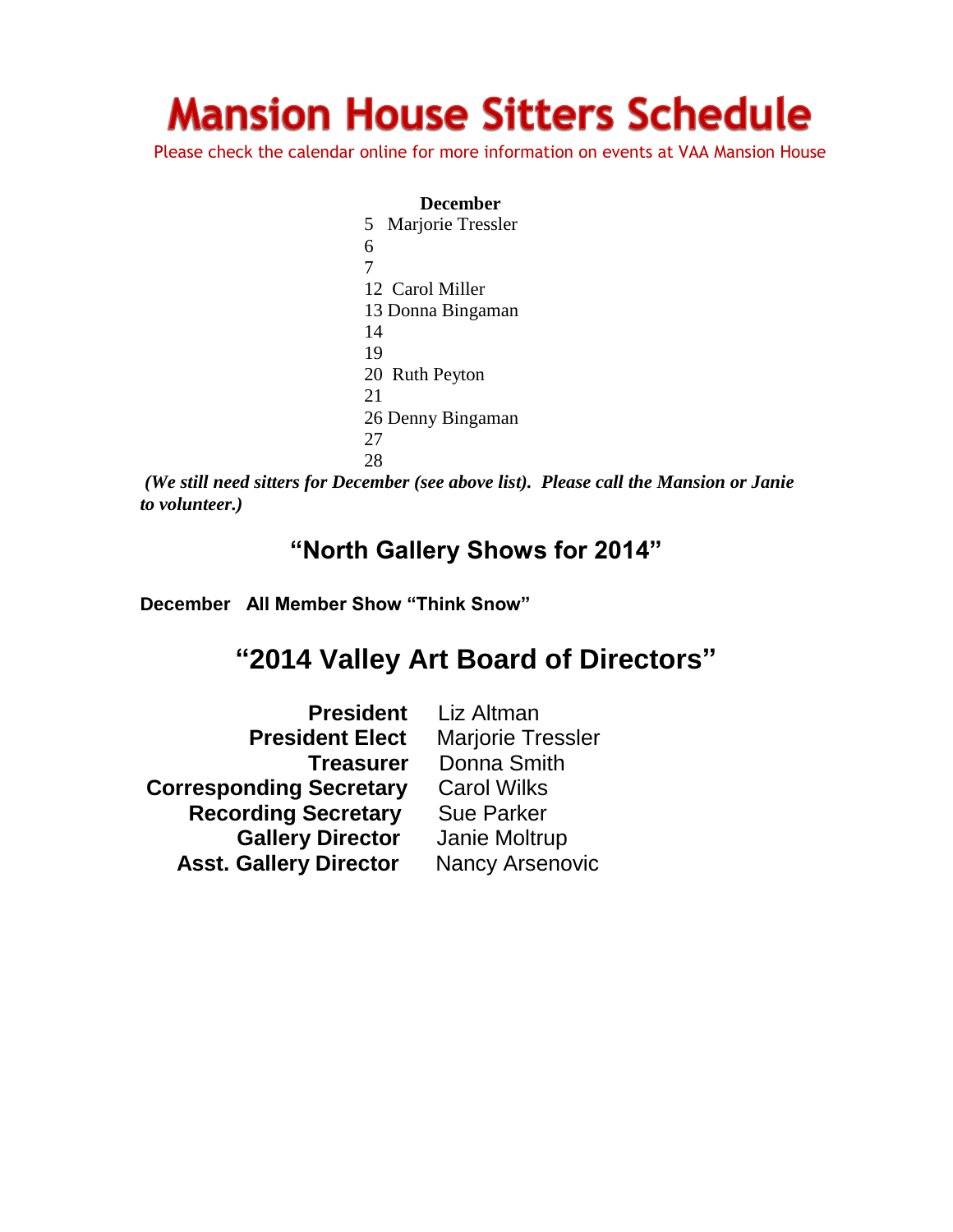# Mansion House Sitters Schedule

Please check the calendar online for more information on events at VAA Mansion House

**December**

5 Marjorie Tressler
6
7
12 Carol Miller
13 Donna Bingaman
14
19
20 Ruth Peyton
21
26 Denny Bingaman
27
28

***(We still need sitters for December (see above list). Please call the Mansion or Janie to volunteer.)***

## "North Gallery Shows for 2014"

**December All Member Show "Think Snow"**

## "2014 Valley Art Board of Directors"

| | |
|---|---|
| **President** | Liz Altman |
| **President Elect** | Marjorie Tressler |
| **Treasurer** | Donna Smith |
| **Corresponding Secretary** | Carol Wilks |
| **Recording Secretary** | Sue Parker |
| **Gallery Director** | Janie Moltrup |
| **Asst. Gallery Director** | Nancy Arsenovic |